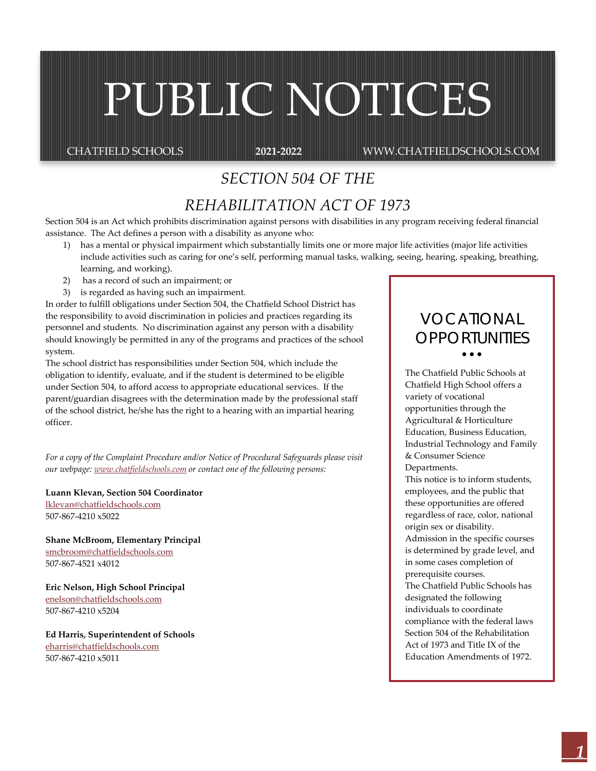# PUBLIC NOTICES

CHATFIELD SCHOOLS **2021-2022** WWW.CHATFIELDSCHOOLS.COM

## *SECTION 504 OF THE REHABILITATION ACT OF 1973*

Section 504 is an Act which prohibits discrimination against persons with disabilities in any program receiving federal financial assistance. The Act defines a person with a disability as anyone who:

1) has a mental or physical impairment which substantially limits one or more major life activities (major life activities include activities such as caring for one's self, performing manual tasks, walking, seeing, hearing, speaking, breathing, learning, and working).
2) has a record of such an impairment; or
3) is regarded as having such an impairment.

In order to fulfill obligations under Section 504, the Chatfield School District has the responsibility to avoid discrimination in policies and practices regarding its personnel and students. No discrimination against any person with a disability should knowingly be permitted in any of the programs and practices of the school system.

The school district has responsibilities under Section 504, which include the obligation to identify, evaluate, and if the student is determined to be eligible under Section 504, to afford access to appropriate educational services. If the parent/guardian disagrees with the determination made by the professional staff of the school district, he/she has the right to a hearing with an impartial hearing officer.

*For a copy of the Complaint Procedure and/or Notice of Procedural Safeguards please visit our webpage: www.chatfieldschools.com or contact one of the following persons:*

**Luann Klevan, Section 504 Coordinator**
lklevan@chatfieldschools.com
507-867-4210 x5022

**Shane McBroom, Elementary Principal**
smcbroom@chatfieldschools.com
507-867-4521 x4012

**Eric Nelson, High School Principal**
enelson@chatfieldschools.com
507-867-4210 x5204

**Ed Harris, Superintendent of Schools**
eharris@chatfieldschools.com
507-867-4210 x5011

## VOCATIONAL OPPORTUNITIES

The Chatfield Public Schools at Chatfield High School offers a variety of vocational opportunities through the Agricultural & Horticulture Education, Business Education, Industrial Technology and Family & Consumer Science Departments.

This notice is to inform students, employees, and the public that these opportunities are offered regardless of race, color, national origin sex or disability.

Admission in the specific courses is determined by grade level, and in some cases completion of prerequisite courses.

The Chatfield Public Schools has designated the following individuals to coordinate compliance with the federal laws Section 504 of the Rehabilitation Act of 1973 and Title IX of the Education Amendments of 1972.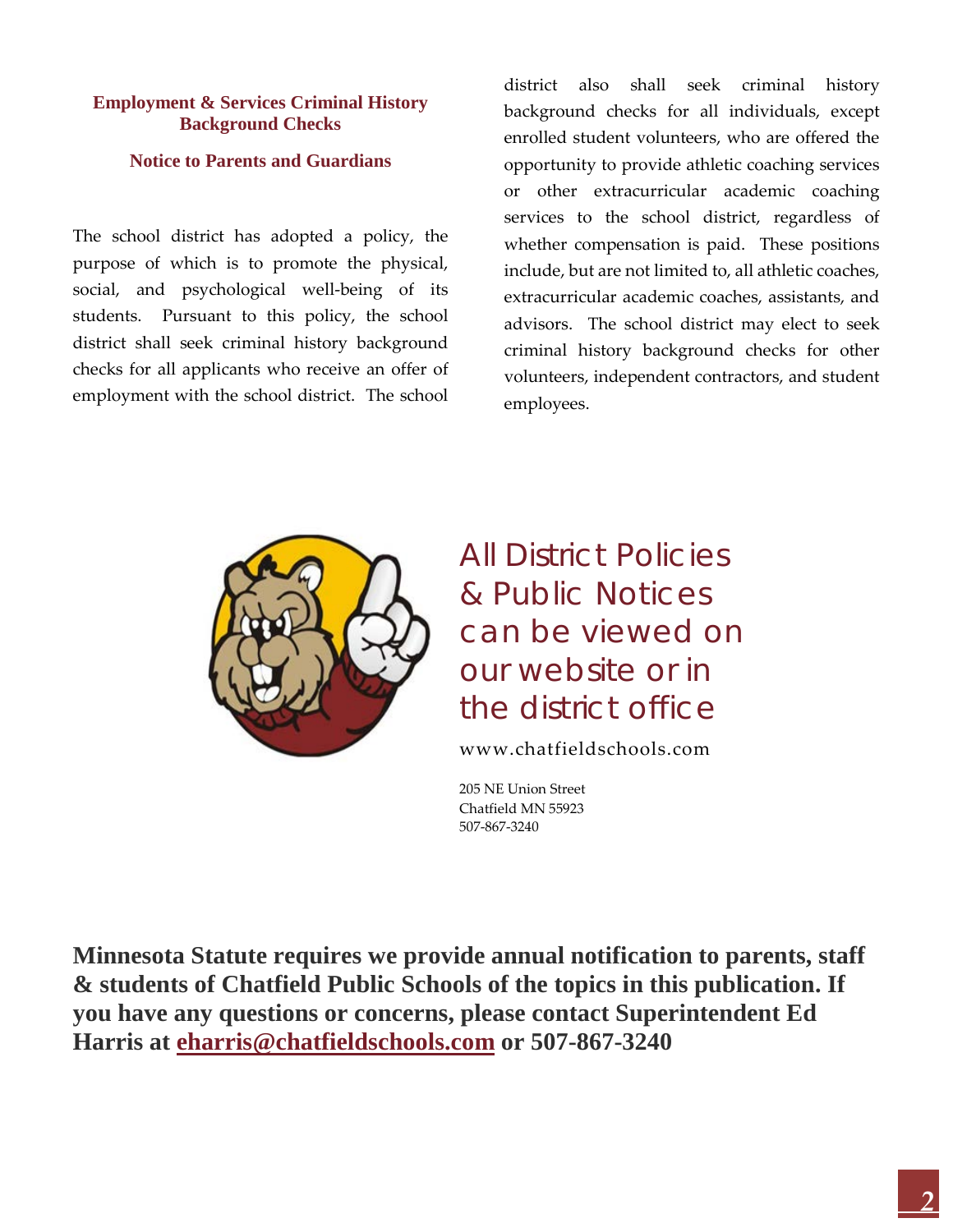## Employment & Services Criminal History Background Checks

### Notice to Parents and Guardians

The school district has adopted a policy, the purpose of which is to promote the physical, social, and psychological well-being of its students. Pursuant to this policy, the school district shall seek criminal history background checks for all applicants who receive an offer of employment with the school district. The school district also shall seek criminal history background checks for all individuals, except enrolled student volunteers, who are offered the opportunity to provide athletic coaching services or other extracurricular academic coaching services to the school district, regardless of whether compensation is paid. These positions include, but are not limited to, all athletic coaches, extracurricular academic coaches, assistants, and advisors. The school district may elect to seek criminal history background checks for other volunteers, independent contractors, and student employees.

All District Policies & Public Notices can be viewed on our website or in the district office

www.chatfieldschools.com

205 NE Union Street
Chatfield MN 55923
507-867-3240

**Minnesota Statute requires we provide annual notification to parents, staff & students of Chatfield Public Schools of the topics in this publication. If you have any questions or concerns, please contact Superintendent Ed Harris at eharris@chatfieldschools.com or 507-867-3240**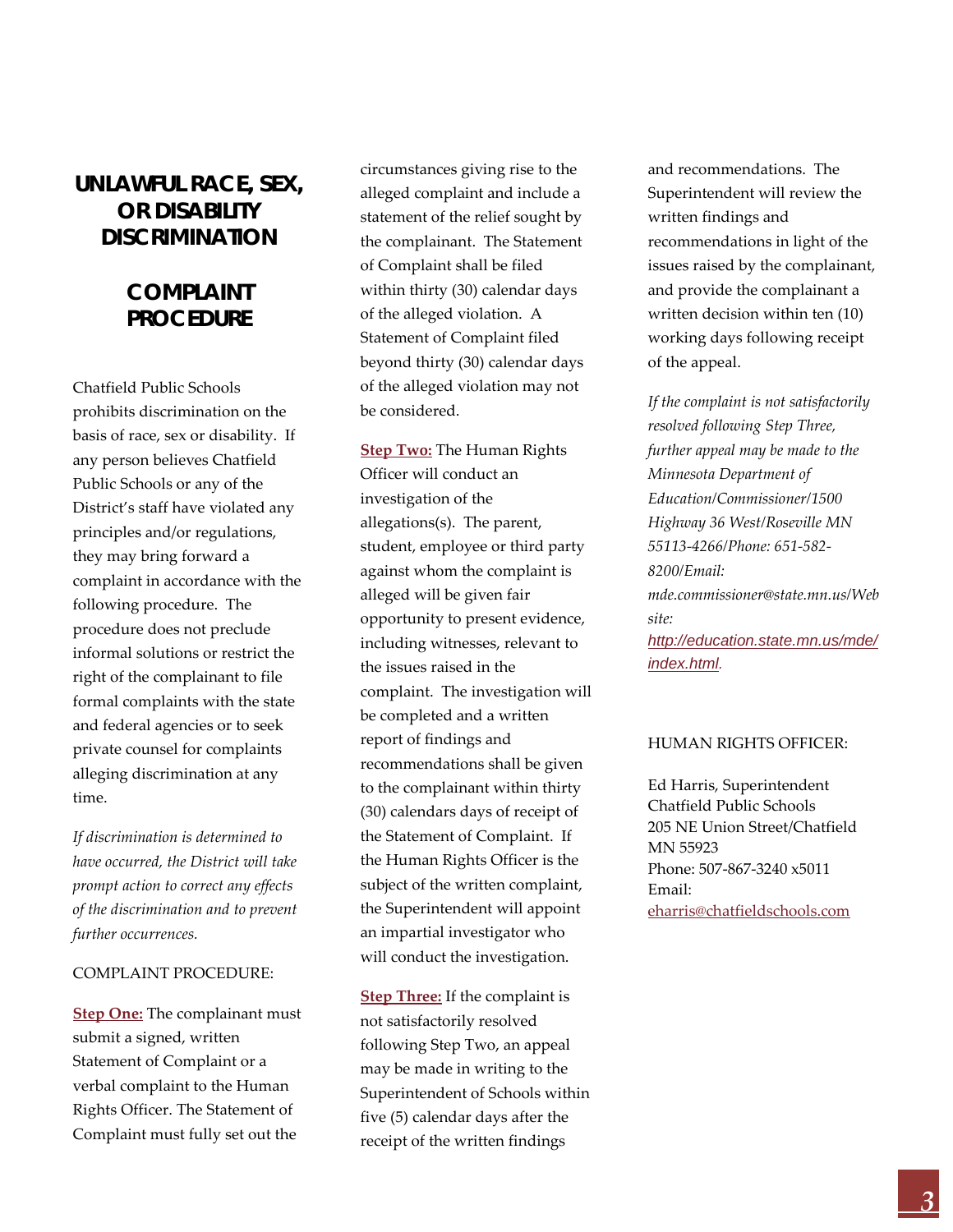# UNLAWFUL RACE, SEX, OR DISABILITY DISCRIMINATION

## COMPLAINT PROCEDURE

Chatfield Public Schools prohibits discrimination on the basis of race, sex or disability. If any person believes Chatfield Public Schools or any of the District's staff have violated any principles and/or regulations, they may bring forward a complaint in accordance with the following procedure. The procedure does not preclude informal solutions or restrict the right of the complainant to file formal complaints with the state and federal agencies or to seek private counsel for complaints alleging discrimination at any time.

*If discrimination is determined to have occurred, the District will take prompt action to correct any effects of the discrimination and to prevent further occurrences.*

COMPLAINT PROCEDURE:

**Step One:** The complainant must submit a signed, written Statement of Complaint or a verbal complaint to the Human Rights Officer. The Statement of Complaint must fully set out the circumstances giving rise to the alleged complaint and include a statement of the relief sought by the complainant. The Statement of Complaint shall be filed within thirty (30) calendar days of the alleged violation. A Statement of Complaint filed beyond thirty (30) calendar days of the alleged violation may not be considered.

**Step Two:** The Human Rights Officer will conduct an investigation of the allegations(s). The parent, student, employee or third party against whom the complaint is alleged will be given fair opportunity to present evidence, including witnesses, relevant to the issues raised in the complaint. The investigation will be completed and a written report of findings and recommendations shall be given to the complainant within thirty (30) calendars days of receipt of the Statement of Complaint. If the Human Rights Officer is the subject of the written complaint, the Superintendent will appoint an impartial investigator who will conduct the investigation.

**Step Three:** If the complaint is not satisfactorily resolved following Step Two, an appeal may be made in writing to the Superintendent of Schools within five (5) calendar days after the receipt of the written findings and recommendations. The Superintendent will review the written findings and recommendations in light of the issues raised by the complainant, and provide the complainant a written decision within ten (10) working days following receipt of the appeal.

*If the complaint is not satisfactorily resolved following Step Three, further appeal may be made to the Minnesota Department of Education/Commissioner/1500 Highway 36 West/Roseville MN 55113-4266/Phone: 651-582-8200/Email: mde.commissioner@state.mn.us/Web site:* *http://education.state.mn.us/mde/index.html.*

HUMAN RIGHTS OFFICER:

Ed Harris, Superintendent
Chatfield Public Schools
205 NE Union Street/Chatfield MN 55923
Phone: 507-867-3240 x5011
Email: eharris@chatfieldschools.com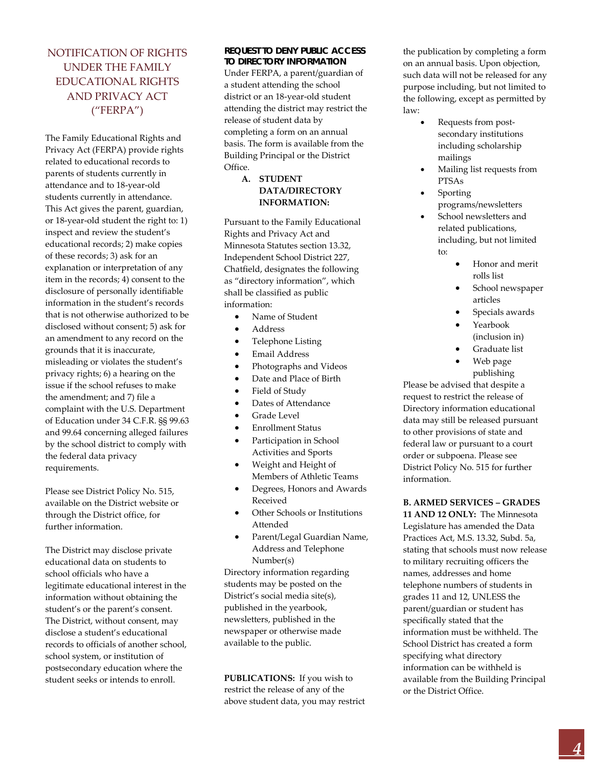# NOTIFICATION OF RIGHTS UNDER THE FAMILY EDUCATIONAL RIGHTS AND PRIVACY ACT ("FERPA")

The Family Educational Rights and Privacy Act (FERPA) provide rights related to educational records to parents of students currently in attendance and to 18-year-old students currently in attendance. This Act gives the parent, guardian, or 18-year-old student the right to: 1) inspect and review the student's educational records; 2) make copies of these records; 3) ask for an explanation or interpretation of any item in the records; 4) consent to the disclosure of personally identifiable information in the student's records that is not otherwise authorized to be disclosed without consent; 5) ask for an amendment to any record on the grounds that it is inaccurate, misleading or violates the student's privacy rights; 6) a hearing on the issue if the school refuses to make the amendment; and 7) file a complaint with the U.S. Department of Education under 34 C.F.R. §§ 99.63 and 99.64 concerning alleged failures by the school district to comply with the federal data privacy requirements.

Please see District Policy No. 515, available on the District website or through the District office, for further information.

The District may disclose private educational data on students to school officials who have a legitimate educational interest in the information without obtaining the student's or the parent's consent. The District, without consent, may disclose a student's educational records to officials of another school, school system, or institution of postsecondary education where the student seeks or intends to enroll.

**REQUEST TO DENY PUBLIC ACCESS TO DIRECTORY INFORMATION**

Under FERPA, a parent/guardian of a student attending the school district or an 18-year-old student attending the district may restrict the release of student data by completing a form on an annual basis. The form is available from the Building Principal or the District Office.

**A. STUDENT DATA/DIRECTORY INFORMATION:**

Pursuant to the Family Educational Rights and Privacy Act and Minnesota Statutes section 13.32, Independent School District 227, Chatfield, designates the following as "directory information", which shall be classified as public information:

- Name of Student
- Address
- Telephone Listing
- Email Address
- Photographs and Videos
- Date and Place of Birth
- Field of Study
- Dates of Attendance
- Grade Level
- Enrollment Status
- Participation in School Activities and Sports
- Weight and Height of Members of Athletic Teams
- Degrees, Honors and Awards Received
- Other Schools or Institutions Attended
- Parent/Legal Guardian Name, Address and Telephone Number(s)

Directory information regarding students may be posted on the District's social media site(s), published in the yearbook, newsletters, published in the newspaper or otherwise made available to the public.

**PUBLICATIONS:** If you wish to restrict the release of any of the above student data, you may restrict the publication by completing a form on an annual basis. Upon objection, such data will not be released for any purpose including, but not limited to the following, except as permitted by law:

- Requests from post-secondary institutions including scholarship mailings
- Mailing list requests from PTSAs
- Sporting programs/newsletters
- School newsletters and related publications, including, but not limited to:
  - Honor and merit rolls list
  - School newspaper articles
  - Specials awards
  - Yearbook (inclusion in)
  - Graduate list
  - Web page publishing

Please be advised that despite a request to restrict the release of Directory information educational data may still be released pursuant to other provisions of state and federal law or pursuant to a court order or subpoena. Please see District Policy No. 515 for further information.

**B. ARMED SERVICES – GRADES 11 AND 12 ONLY:** The Minnesota Legislature has amended the Data Practices Act, M.S. 13.32, Subd. 5a, stating that schools must now release to military recruiting officers the names, addresses and home telephone numbers of students in grades 11 and 12, UNLESS the parent/guardian or student has specifically stated that the information must be withheld. The School District has created a form specifying what directory information can be withheld is available from the Building Principal or the District Office.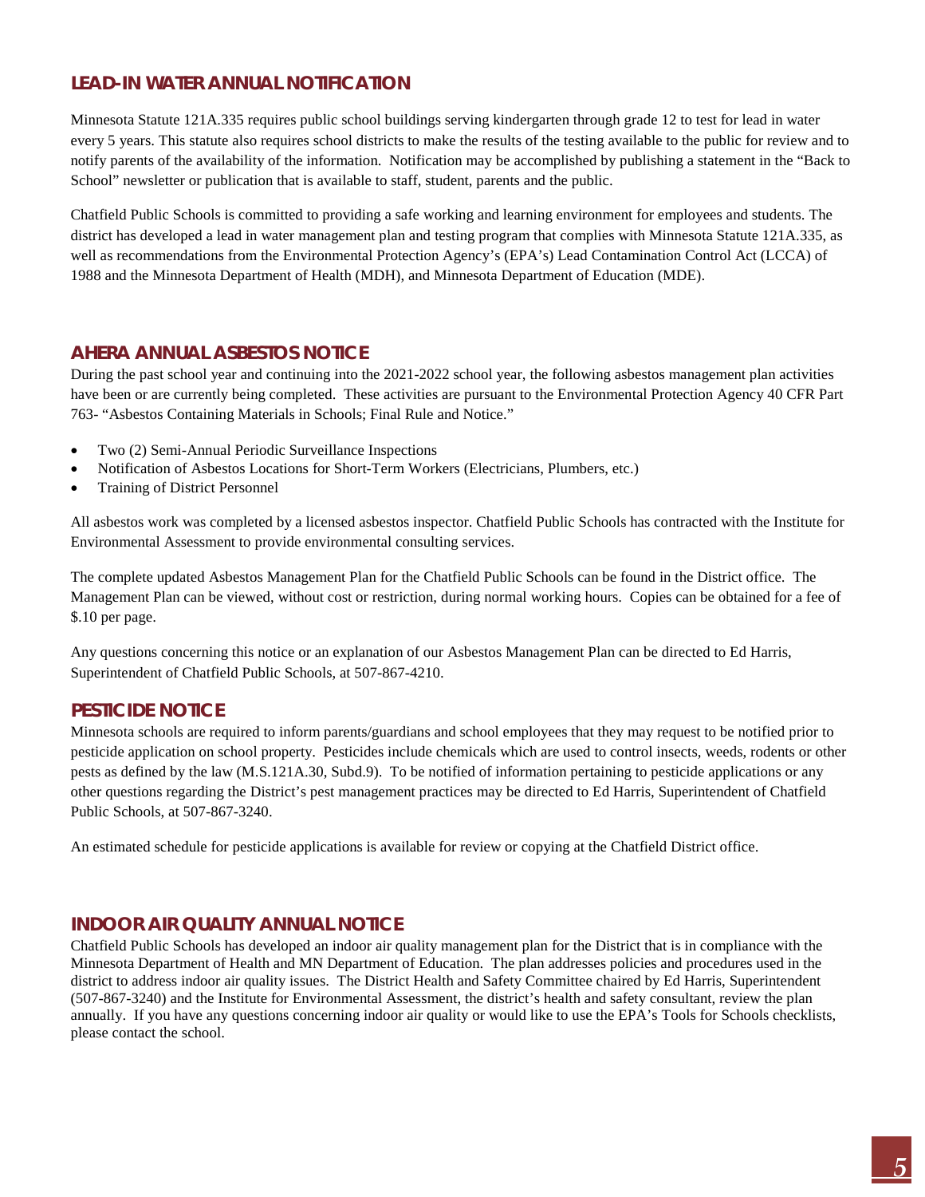## LEAD-IN WATER ANNUAL NOTIFICATION

Minnesota Statute 121A.335 requires public school buildings serving kindergarten through grade 12 to test for lead in water every 5 years. This statute also requires school districts to make the results of the testing available to the public for review and to notify parents of the availability of the information. Notification may be accomplished by publishing a statement in the "Back to School" newsletter or publication that is available to staff, student, parents and the public.

Chatfield Public Schools is committed to providing a safe working and learning environment for employees and students. The district has developed a lead in water management plan and testing program that complies with Minnesota Statute 121A.335, as well as recommendations from the Environmental Protection Agency's (EPA's) Lead Contamination Control Act (LCCA) of 1988 and the Minnesota Department of Health (MDH), and Minnesota Department of Education (MDE).

## AHERA ANNUAL ASBESTOS NOTICE

During the past school year and continuing into the 2021-2022 school year, the following asbestos management plan activities have been or are currently being completed. These activities are pursuant to the Environmental Protection Agency 40 CFR Part 763- "Asbestos Containing Materials in Schools; Final Rule and Notice."

- Two (2) Semi-Annual Periodic Surveillance Inspections
- Notification of Asbestos Locations for Short-Term Workers (Electricians, Plumbers, etc.)
- Training of District Personnel

All asbestos work was completed by a licensed asbestos inspector. Chatfield Public Schools has contracted with the Institute for Environmental Assessment to provide environmental consulting services.

The complete updated Asbestos Management Plan for the Chatfield Public Schools can be found in the District office. The Management Plan can be viewed, without cost or restriction, during normal working hours. Copies can be obtained for a fee of $.10 per page.

Any questions concerning this notice or an explanation of our Asbestos Management Plan can be directed to Ed Harris, Superintendent of Chatfield Public Schools, at 507-867-4210.

## PESTICIDE NOTICE

Minnesota schools are required to inform parents/guardians and school employees that they may request to be notified prior to pesticide application on school property. Pesticides include chemicals which are used to control insects, weeds, rodents or other pests as defined by the law (M.S.121A.30, Subd.9). To be notified of information pertaining to pesticide applications or any other questions regarding the District's pest management practices may be directed to Ed Harris, Superintendent of Chatfield Public Schools, at 507-867-3240.

An estimated schedule for pesticide applications is available for review or copying at the Chatfield District office.

## INDOOR AIR QUALITY ANNUAL NOTICE

Chatfield Public Schools has developed an indoor air quality management plan for the District that is in compliance with the Minnesota Department of Health and MN Department of Education. The plan addresses policies and procedures used in the district to address indoor air quality issues. The District Health and Safety Committee chaired by Ed Harris, Superintendent (507-867-3240) and the Institute for Environmental Assessment, the district's health and safety consultant, review the plan annually. If you have any questions concerning indoor air quality or would like to use the EPA's Tools for Schools checklists, please contact the school.